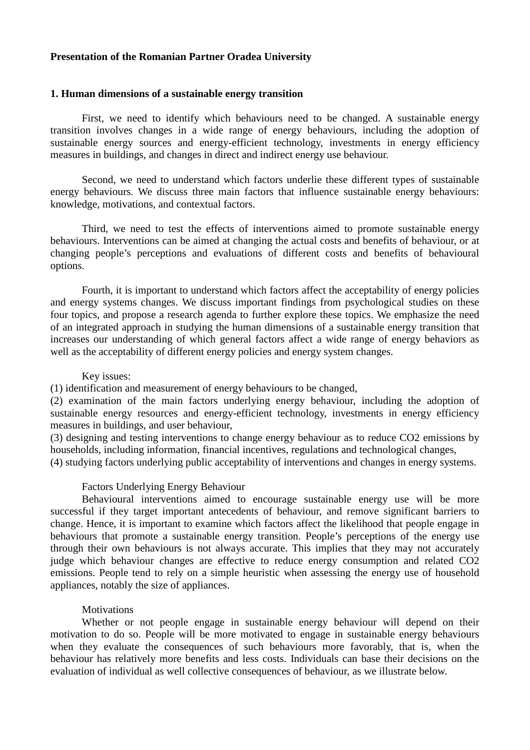**Presentation of the Romanian Partner Oradea University**

**1. Human dimensions of a sustainable energy transition**

First, we need to identify which behaviours need to be changed. A sustainable energy transition involves changes in a wide range of energy behaviours, including the adoption of sustainable energy sources and energy-efficient technology, investments in energy efficiency measures in buildings, and changes in direct and indirect energy use behaviour.

Second, we need to understand which factors underlie these different types of sustainable energy behaviours. We discuss three main factors that influence sustainable energy behaviours: knowledge, motivations, and contextual factors.

Third, we need to test the effects of interventions aimed to promote sustainable energy behaviours. Interventions can be aimed at changing the actual costs and benefits of behaviour, or at changing people's perceptions and evaluations of different costs and benefits of behavioural options.

Fourth, it is important to understand which factors affect the acceptability of energy policies and energy systems changes. We discuss important findings from psychological studies on these four topics, and propose a research agenda to further explore these topics. We emphasize the need of an integrated approach in studying the human dimensions of a sustainable energy transition that increases our understanding of which general factors affect a wide range of energy behaviors as well as the acceptability of different energy policies and energy system changes.

Key issues:
(1) identification and measurement of energy behaviours to be changed,
(2) examination of the main factors underlying energy behaviour, including the adoption of sustainable energy resources and energy-efficient technology, investments in energy efficiency measures in buildings, and user behaviour,
(3) designing and testing interventions to change energy behaviour as to reduce $CO_2$ emissions by households, including information, financial incentives, regulations and technological changes,
(4) studying factors underlying public acceptability of interventions and changes in energy systems.

Factors Underlying Energy Behaviour

Behavioural interventions aimed to encourage sustainable energy use will be more successful if they target important antecedents of behaviour, and remove significant barriers to change. Hence, it is important to examine which factors affect the likelihood that people engage in behaviours that promote a sustainable energy transition. People's perceptions of the energy use through their own behaviours is not always accurate. This implies that they may not accurately judge which behaviour changes are effective to reduce energy consumption and related $CO_2$ emissions. People tend to rely on a simple heuristic when assessing the energy use of household appliances, notably the size of appliances.

Motivations

Whether or not people engage in sustainable energy behaviour will depend on their motivation to do so. People will be more motivated to engage in sustainable energy behaviours when they evaluate the consequences of such behaviours more favorably, that is, when the behaviour has relatively more benefits and less costs. Individuals can base their decisions on the evaluation of individual as well collective consequences of behaviour, as we illustrate below.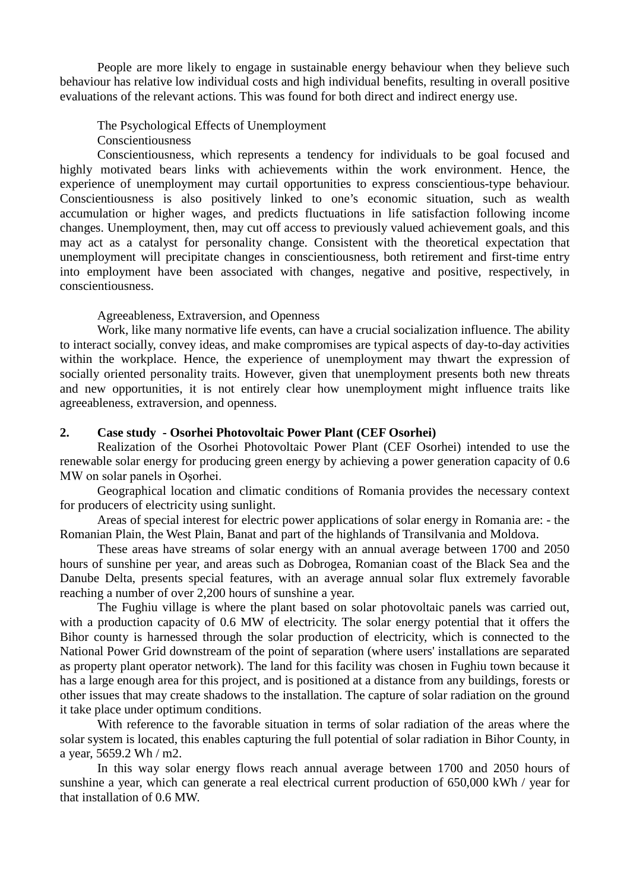People are more likely to engage in sustainable energy behaviour when they believe such behaviour has relative low individual costs and high individual benefits, resulting in overall positive evaluations of the relevant actions. This was found for both direct and indirect energy use.

The Psychological Effects of Unemployment

Conscientiousness

Conscientiousness, which represents a tendency for individuals to be goal focused and highly motivated bears links with achievements within the work environment. Hence, the experience of unemployment may curtail opportunities to express conscientious-type behaviour. Conscientiousness is also positively linked to one's economic situation, such as wealth accumulation or higher wages, and predicts fluctuations in life satisfaction following income changes. Unemployment, then, may cut off access to previously valued achievement goals, and this may act as a catalyst for personality change. Consistent with the theoretical expectation that unemployment will precipitate changes in conscientiousness, both retirement and first-time entry into employment have been associated with changes, negative and positive, respectively, in conscientiousness.

Agreeableness, Extraversion, and Openness

Work, like many normative life events, can have a crucial socialization influence. The ability to interact socially, convey ideas, and make compromises are typical aspects of day-to-day activities within the workplace. Hence, the experience of unemployment may thwart the expression of socially oriented personality traits. However, given that unemployment presents both new threats and new opportunities, it is not entirely clear how unemployment might influence traits like agreeableness, extraversion, and openness.

## 2. Case study - Osorhei Photovoltaic Power Plant (CEF Osorhei)

Realization of the Osorhei Photovoltaic Power Plant (CEF Osorhei) intended to use the renewable solar energy for producing green energy by achieving a power generation capacity of 0.6 MW on solar panels in Oșorhei.

Geographical location and climatic conditions of Romania provides the necessary context for producers of electricity using sunlight.

Areas of special interest for electric power applications of solar energy in Romania are: - the Romanian Plain, the West Plain, Banat and part of the highlands of Transilvania and Moldova.

These areas have streams of solar energy with an annual average between 1700 and 2050 hours of sunshine per year, and areas such as Dobrogea, Romanian coast of the Black Sea and the Danube Delta, presents special features, with an average annual solar flux extremely favorable reaching a number of over 2,200 hours of sunshine a year.

The Fughiu village is where the plant based on solar photovoltaic panels was carried out, with a production capacity of 0.6 MW of electricity. The solar energy potential that it offers the Bihor county is harnessed through the solar production of electricity, which is connected to the National Power Grid downstream of the point of separation (where users' installations are separated as property plant operator network). The land for this facility was chosen in Fughiu town because it has a large enough area for this project, and is positioned at a distance from any buildings, forests or other issues that may create shadows to the installation. The capture of solar radiation on the ground it take place under optimum conditions.

With reference to the favorable situation in terms of solar radiation of the areas where the solar system is located, this enables capturing the full potential of solar radiation in Bihor County, in a year, 5659.2 Wh / m2.

In this way solar energy flows reach annual average between 1700 and 2050 hours of sunshine a year, which can generate a real electrical current production of 650,000 kWh / year for that installation of 0.6 MW.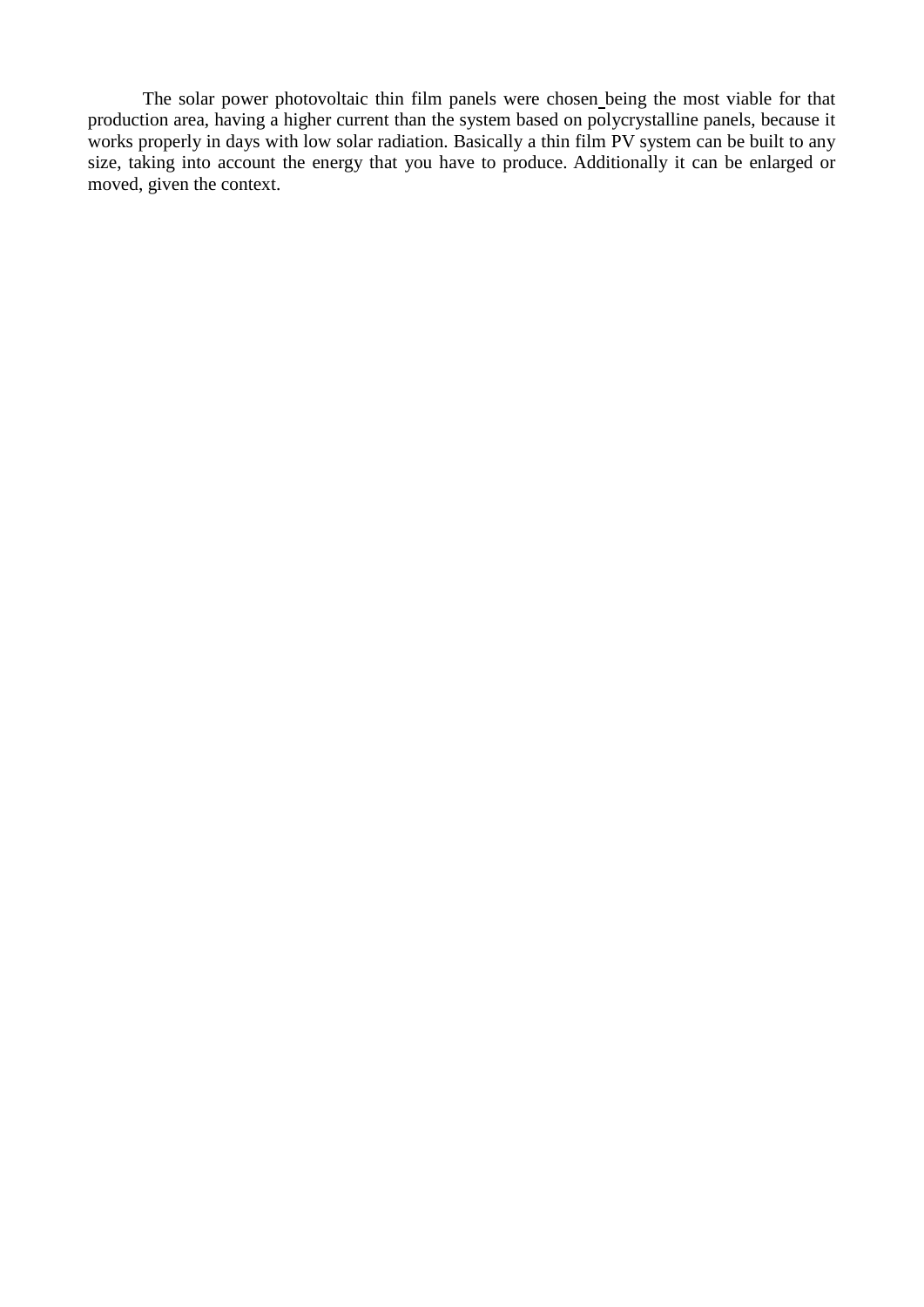The solar power photovoltaic thin film panels were chosen being the most viable for that production area, having a higher current than the system based on polycrystalline panels, because it works properly in days with low solar radiation. Basically a thin film PV system can be built to any size, taking into account the energy that you have to produce. Additionally it can be enlarged or moved, given the context.